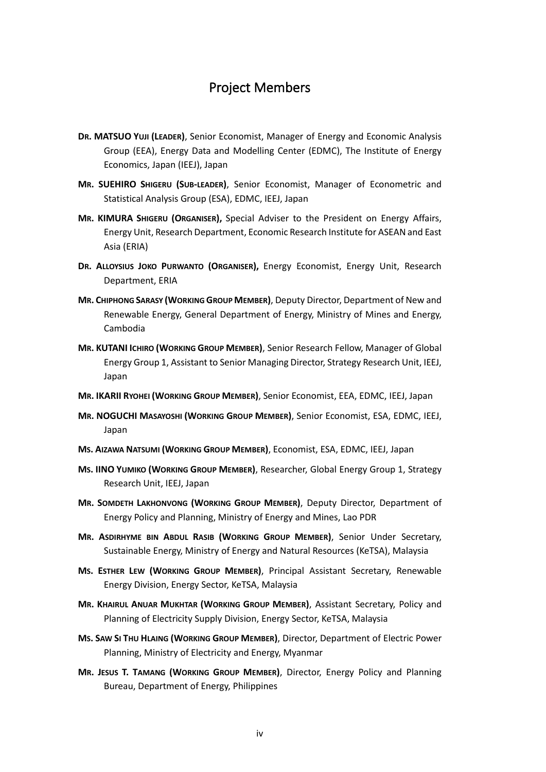# Project Members

**DR. MATSUO YUJI (LEADER)**, Senior Economist, Manager of Energy and Economic Analysis Group (EEA), Energy Data and Modelling Center (EDMC), The Institute of Energy Economics, Japan (IEEJ), Japan

**MR. SUEHIRO SHIGERU (SUB-LEADER)**, Senior Economist, Manager of Econometric and Statistical Analysis Group (ESA), EDMC, IEEJ, Japan

**MR. KIMURA SHIGERU (ORGANISER),** Special Adviser to the President on Energy Affairs, Energy Unit, Research Department, Economic Research Institute for ASEAN and East Asia (ERIA)

**DR. ALLOYSIUS JOKO PURWANTO (ORGANISER),** Energy Economist, Energy Unit, Research Department, ERIA

**MR. CHIPHONG SARASY (WORKING GROUP MEMBER)**, Deputy Director, Department of New and Renewable Energy, General Department of Energy, Ministry of Mines and Energy, Cambodia

**MR. KUTANI ICHIRO (WORKING GROUP MEMBER)**, Senior Research Fellow, Manager of Global Energy Group 1, Assistant to Senior Managing Director, Strategy Research Unit, IEEJ, Japan

**MR. IKARII RYOHEI (WORKING GROUP MEMBER)**, Senior Economist, EEA, EDMC, IEEJ, Japan

**MR. NOGUCHI MASAYOSHI (WORKING GROUP MEMBER)**, Senior Economist, ESA, EDMC, IEEJ, Japan

**MS. AIZAWA NATSUMI (WORKING GROUP MEMBER)**, Economist, ESA, EDMC, IEEJ, Japan

**MS. IINO YUMIKO (WORKING GROUP MEMBER)**, Researcher, Global Energy Group 1, Strategy Research Unit, IEEJ, Japan

**MR. SOMDETH LAKHONVONG (WORKING GROUP MEMBER)**, Deputy Director, Department of Energy Policy and Planning, Ministry of Energy and Mines, Lao PDR

**MR. ASDIRHYME BIN ABDUL RASIB (WORKING GROUP MEMBER)**, Senior Under Secretary, Sustainable Energy, Ministry of Energy and Natural Resources (KeTSA), Malaysia

**MS. ESTHER LEW (WORKING GROUP MEMBER)**, Principal Assistant Secretary, Renewable Energy Division, Energy Sector, KeTSA, Malaysia

**MR. KHAIRUL ANUAR MUKHTAR (WORKING GROUP MEMBER)**, Assistant Secretary, Policy and Planning of Electricity Supply Division, Energy Sector, KeTSA, Malaysia

**MS. SAW SI THU HLAING (WORKING GROUP MEMBER)**, Director, Department of Electric Power Planning, Ministry of Electricity and Energy, Myanmar

**MR. JESUS T. TAMANG (WORKING GROUP MEMBER)**, Director, Energy Policy and Planning Bureau, Department of Energy, Philippines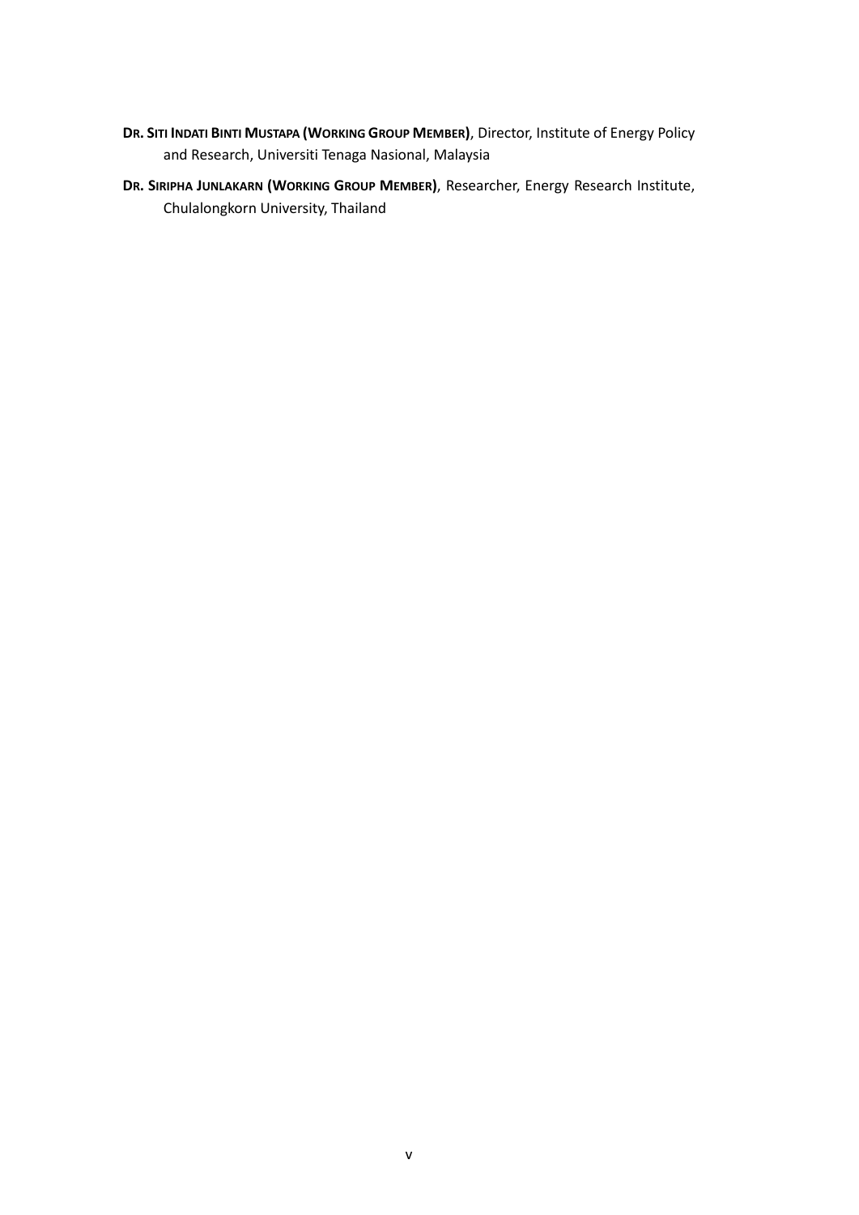**Dr. Siti Indati Binti Mustapa (Working Group Member)**, Director, Institute of Energy Policy and Research, Universiti Tenaga Nasional, Malaysia

**Dr. Siripha Junlakarn (Working Group Member)**, Researcher, Energy Research Institute, Chulalongkorn University, Thailand